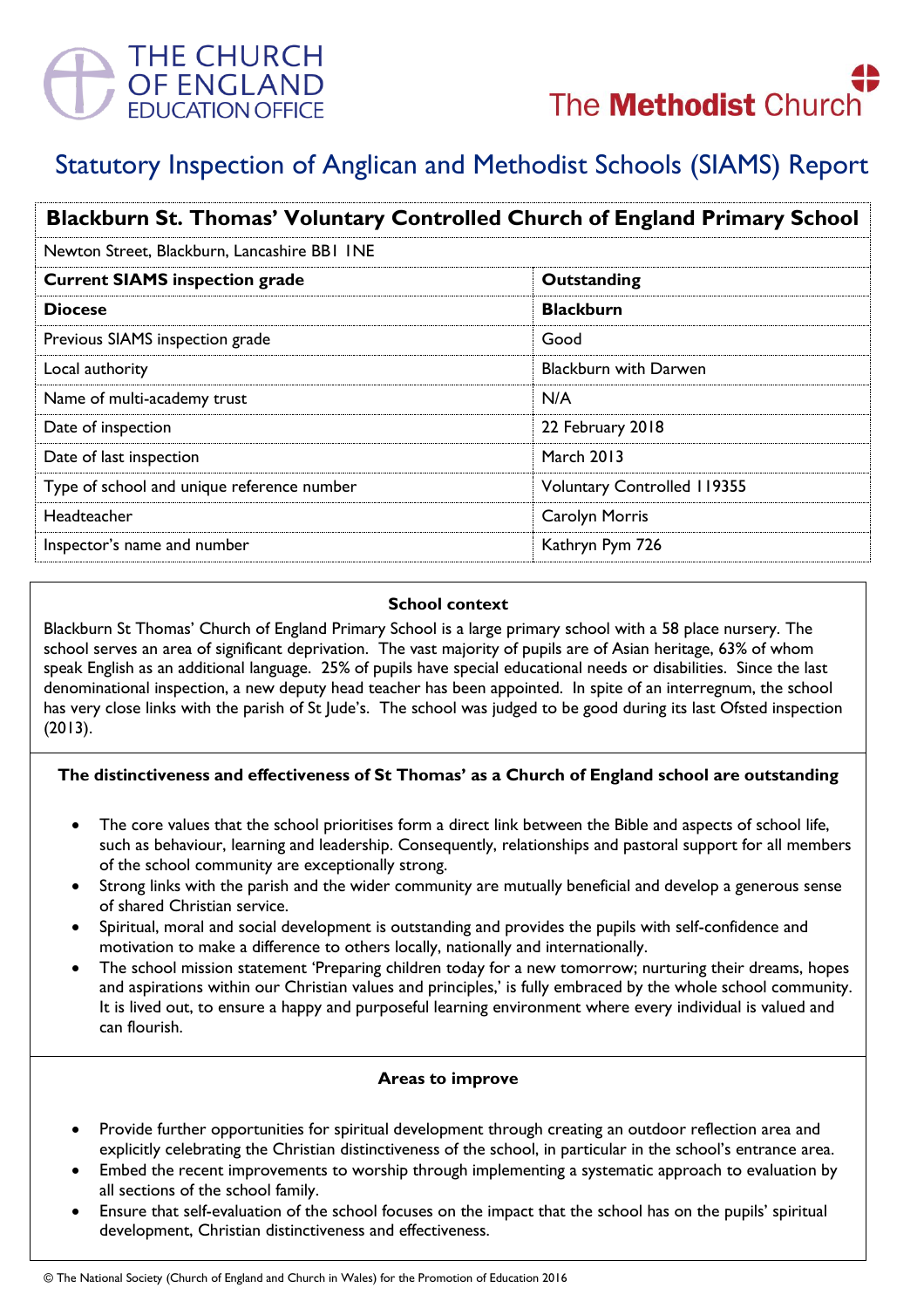THE CHURCH OF ENGLAND EDUCATION OFFICE

The Methodist Church

# Statutory Inspection of Anglican and Methodist Schools (SIAMS) Report

| **Blackburn St. Thomas' Voluntary Controlled Church of England Primary School** | |
|---|---|
| Newton Street, Blackburn, Lancashire BB1 1NE | |
| **Current SIAMS inspection grade** | **Outstanding** |
| **Diocese** | **Blackburn** |
| Previous SIAMS inspection grade | Good |
| Local authority | Blackburn with Darwen |
| Name of multi-academy trust | N/A |
| Date of inspection | 22 February 2018 |
| Date of last inspection | March 2013 |
| Type of school and unique reference number | Voluntary Controlled 119355 |
| Headteacher | Carolyn Morris |
| Inspector's name and number | Kathryn Pym 726 |

### School context

Blackburn St Thomas' Church of England Primary School is a large primary school with a 58 place nursery. The school serves an area of significant deprivation. The vast majority of pupils are of Asian heritage, 63% of whom speak English as an additional language. 25% of pupils have special educational needs or disabilities. Since the last denominational inspection, a new deputy head teacher has been appointed. In spite of an interregnum, the school has very close links with the parish of St Jude's. The school was judged to be good during its last Ofsted inspection (2013).

### The distinctiveness and effectiveness of St Thomas' as a Church of England school are outstanding

- The core values that the school prioritises form a direct link between the Bible and aspects of school life, such as behaviour, learning and leadership. Consequently, relationships and pastoral support for all members of the school community are exceptionally strong.
- Strong links with the parish and the wider community are mutually beneficial and develop a generous sense of shared Christian service.
- Spiritual, moral and social development is outstanding and provides the pupils with self-confidence and motivation to make a difference to others locally, nationally and internationally.
- The school mission statement 'Preparing children today for a new tomorrow; nurturing their dreams, hopes and aspirations within our Christian values and principles,' is fully embraced by the whole school community. It is lived out, to ensure a happy and purposeful learning environment where every individual is valued and can flourish.

### Areas to improve

- Provide further opportunities for spiritual development through creating an outdoor reflection area and explicitly celebrating the Christian distinctiveness of the school, in particular in the school's entrance area.
- Embed the recent improvements to worship through implementing a systematic approach to evaluation by all sections of the school family.
- Ensure that self-evaluation of the school focuses on the impact that the school has on the pupils' spiritual development, Christian distinctiveness and effectiveness.

© The National Society (Church of England and Church in Wales) for the Promotion of Education 2016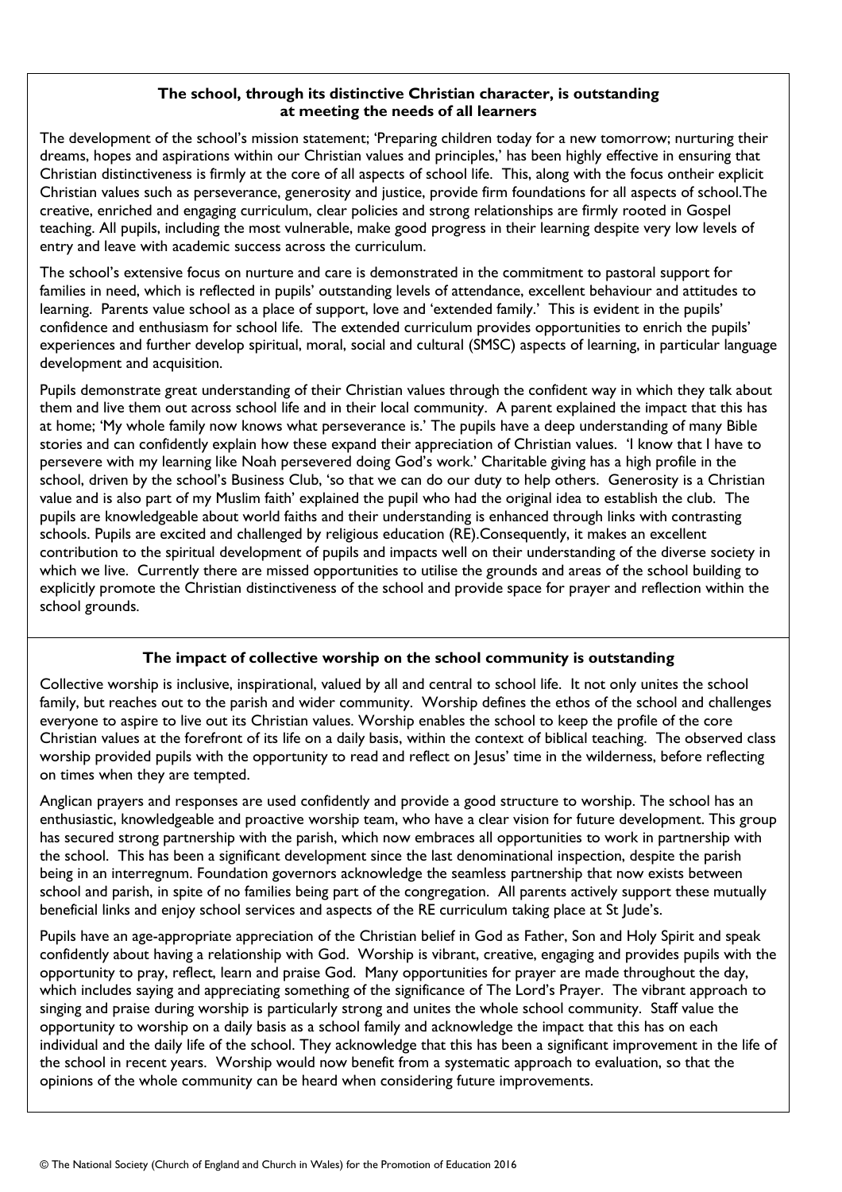## The school, through its distinctive Christian character, is outstanding at meeting the needs of all learners

The development of the school's mission statement; 'Preparing children today for a new tomorrow; nurturing their dreams, hopes and aspirations within our Christian values and principles,' has been highly effective in ensuring that Christian distinctiveness is firmly at the core of all aspects of school life. This, along with the focus ontheir explicit Christian values such as perseverance, generosity and justice, provide firm foundations for all aspects of school.The creative, enriched and engaging curriculum, clear policies and strong relationships are firmly rooted in Gospel teaching. All pupils, including the most vulnerable, make good progress in their learning despite very low levels of entry and leave with academic success across the curriculum.

The school's extensive focus on nurture and care is demonstrated in the commitment to pastoral support for families in need, which is reflected in pupils' outstanding levels of attendance, excellent behaviour and attitudes to learning. Parents value school as a place of support, love and 'extended family.' This is evident in the pupils' confidence and enthusiasm for school life. The extended curriculum provides opportunities to enrich the pupils' experiences and further develop spiritual, moral, social and cultural (SMSC) aspects of learning, in particular language development and acquisition.

Pupils demonstrate great understanding of their Christian values through the confident way in which they talk about them and live them out across school life and in their local community. A parent explained the impact that this has at home; 'My whole family now knows what perseverance is.' The pupils have a deep understanding of many Bible stories and can confidently explain how these expand their appreciation of Christian values. 'I know that I have to persevere with my learning like Noah persevered doing God's work.' Charitable giving has a high profile in the school, driven by the school's Business Club, 'so that we can do our duty to help others. Generosity is a Christian value and is also part of my Muslim faith' explained the pupil who had the original idea to establish the club. The pupils are knowledgeable about world faiths and their understanding is enhanced through links with contrasting schools. Pupils are excited and challenged by religious education (RE).Consequently, it makes an excellent contribution to the spiritual development of pupils and impacts well on their understanding of the diverse society in which we live. Currently there are missed opportunities to utilise the grounds and areas of the school building to explicitly promote the Christian distinctiveness of the school and provide space for prayer and reflection within the school grounds.

## The impact of collective worship on the school community is outstanding

Collective worship is inclusive, inspirational, valued by all and central to school life. It not only unites the school family, but reaches out to the parish and wider community. Worship defines the ethos of the school and challenges everyone to aspire to live out its Christian values. Worship enables the school to keep the profile of the core Christian values at the forefront of its life on a daily basis, within the context of biblical teaching. The observed class worship provided pupils with the opportunity to read and reflect on Jesus' time in the wilderness, before reflecting on times when they are tempted.

Anglican prayers and responses are used confidently and provide a good structure to worship. The school has an enthusiastic, knowledgeable and proactive worship team, who have a clear vision for future development. This group has secured strong partnership with the parish, which now embraces all opportunities to work in partnership with the school. This has been a significant development since the last denominational inspection, despite the parish being in an interregnum. Foundation governors acknowledge the seamless partnership that now exists between school and parish, in spite of no families being part of the congregation. All parents actively support these mutually beneficial links and enjoy school services and aspects of the RE curriculum taking place at St Jude's.

Pupils have an age-appropriate appreciation of the Christian belief in God as Father, Son and Holy Spirit and speak confidently about having a relationship with God. Worship is vibrant, creative, engaging and provides pupils with the opportunity to pray, reflect, learn and praise God. Many opportunities for prayer are made throughout the day, which includes saying and appreciating something of the significance of The Lord's Prayer. The vibrant approach to singing and praise during worship is particularly strong and unites the whole school community. Staff value the opportunity to worship on a daily basis as a school family and acknowledge the impact that this has on each individual and the daily life of the school. They acknowledge that this has been a significant improvement in the life of the school in recent years. Worship would now benefit from a systematic approach to evaluation, so that the opinions of the whole community can be heard when considering future improvements.

© The National Society (Church of England and Church in Wales) for the Promotion of Education 2016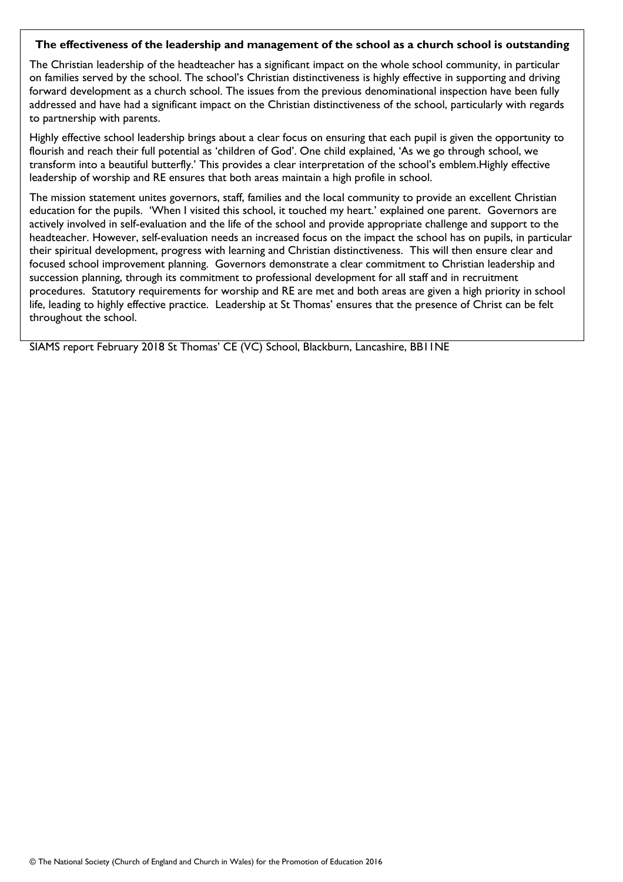**The effectiveness of the leadership and management of the school as a church school is outstanding**

The Christian leadership of the headteacher has a significant impact on the whole school community, in particular on families served by the school. The school's Christian distinctiveness is highly effective in supporting and driving forward development as a church school. The issues from the previous denominational inspection have been fully addressed and have had a significant impact on the Christian distinctiveness of the school, particularly with regards to partnership with parents.

Highly effective school leadership brings about a clear focus on ensuring that each pupil is given the opportunity to flourish and reach their full potential as 'children of God'. One child explained, 'As we go through school, we transform into a beautiful butterfly.' This provides a clear interpretation of the school's emblem.Highly effective leadership of worship and RE ensures that both areas maintain a high profile in school.

The mission statement unites governors, staff, families and the local community to provide an excellent Christian education for the pupils. 'When I visited this school, it touched my heart.' explained one parent. Governors are actively involved in self-evaluation and the life of the school and provide appropriate challenge and support to the headteacher. However, self-evaluation needs an increased focus on the impact the school has on pupils, in particular their spiritual development, progress with learning and Christian distinctiveness. This will then ensure clear and focused school improvement planning. Governors demonstrate a clear commitment to Christian leadership and succession planning, through its commitment to professional development for all staff and in recruitment procedures. Statutory requirements for worship and RE are met and both areas are given a high priority in school life, leading to highly effective practice. Leadership at St Thomas' ensures that the presence of Christ can be felt throughout the school.

SIAMS report February 2018 St Thomas' CE (VC) School, Blackburn, Lancashire, BB11NE